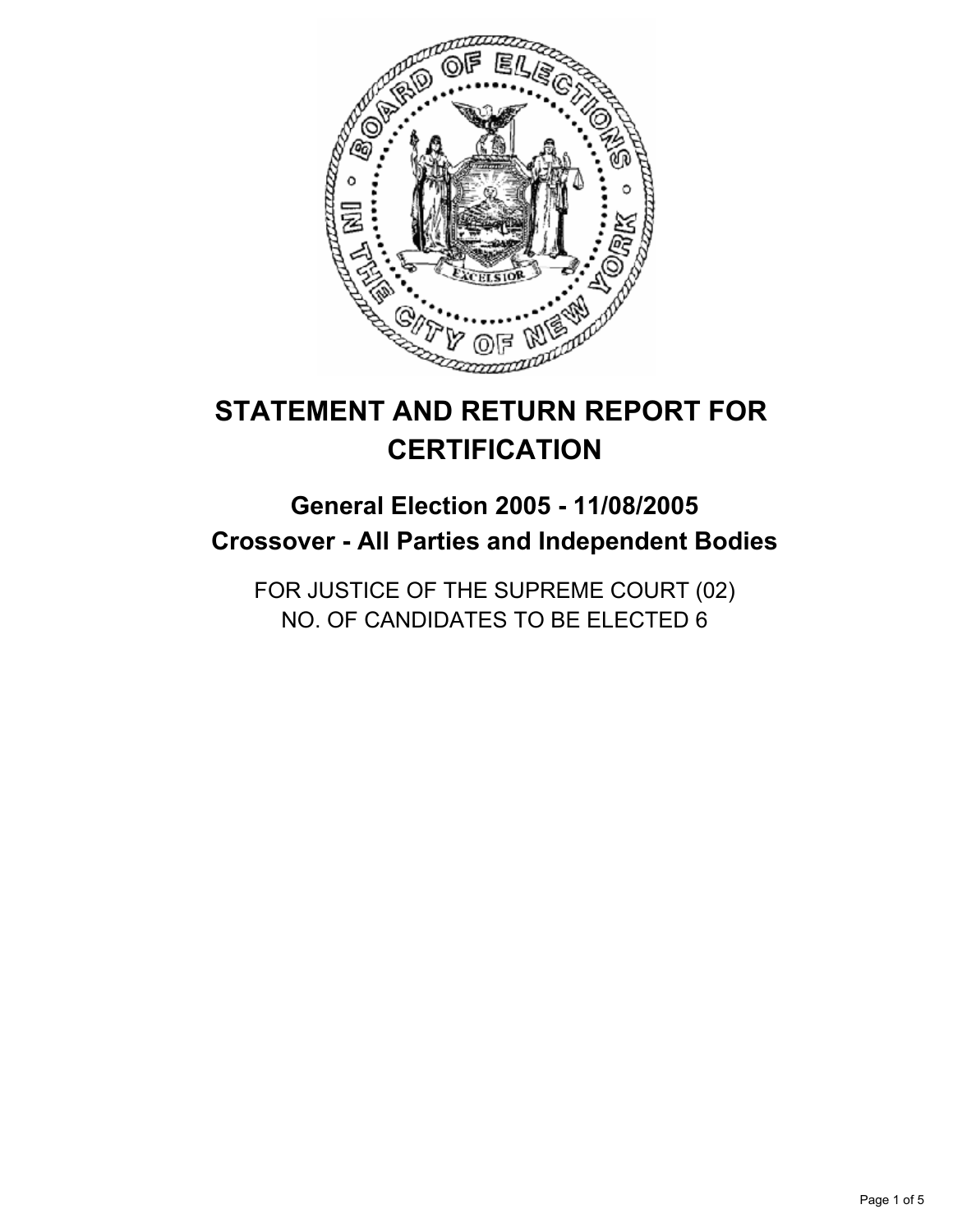# STATEMENT AND RETURN REPORT FOR CERTIFICATION

## General Election 2005 - 11/08/2005
## Crossover - All Parties and Independent Bodies

FOR JUSTICE OF THE SUPREME COURT (02)
NO. OF CANDIDATES TO BE ELECTED 6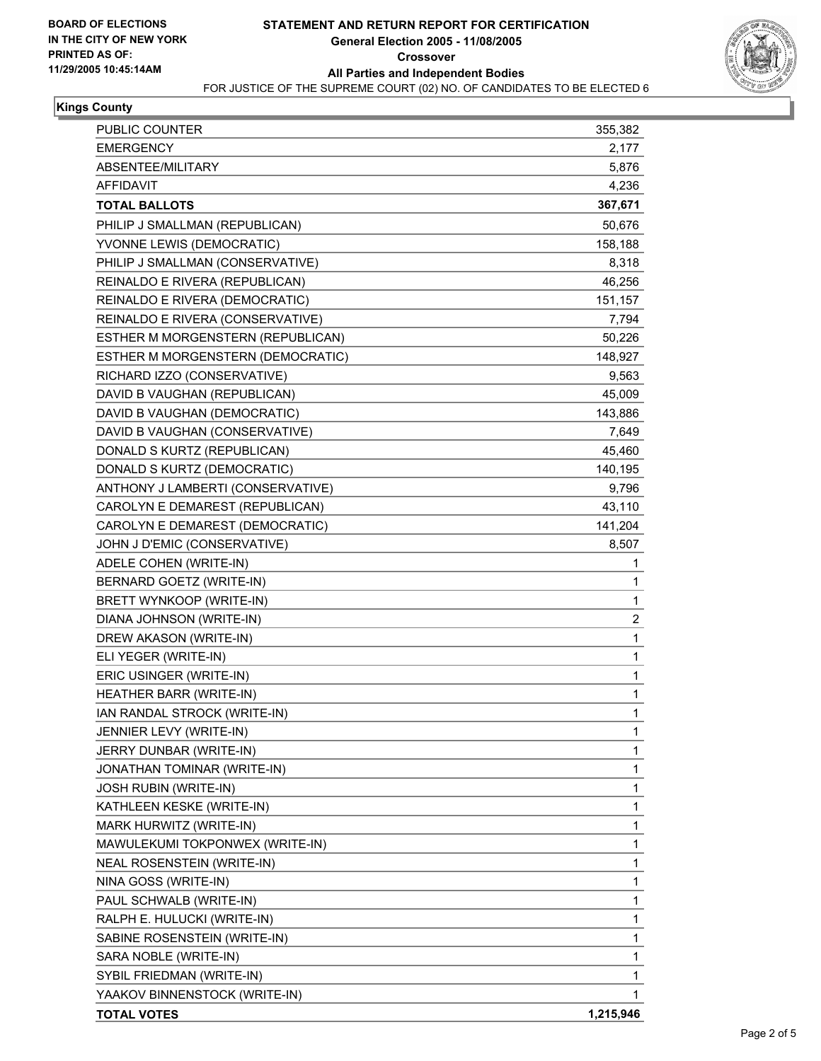BOARD OF ELECTIONS
IN THE CITY OF NEW YORK
PRINTED AS OF:
11/29/2005 10:45:14AM

# STATEMENT AND RETURN REPORT FOR CERTIFICATION
## General Election 2005 - 11/08/2005
## Crossover
## All Parties and Independent Bodies

FOR JUSTICE OF THE SUPREME COURT (02) NO. OF CANDIDATES TO BE ELECTED 6

### Kings County

| | |
|---|---:|
| PUBLIC COUNTER | 355,382 |
| EMERGENCY | 2,177 |
| ABSENTEE/MILITARY | 5,876 |
| AFFIDAVIT | 4,236 |
| **TOTAL BALLOTS** | **367,671** |
| PHILIP J SMALLMAN (REPUBLICAN) | 50,676 |
| YVONNE LEWIS (DEMOCRATIC) | 158,188 |
| PHILIP J SMALLMAN (CONSERVATIVE) | 8,318 |
| REINALDO E RIVERA (REPUBLICAN) | 46,256 |
| REINALDO E RIVERA (DEMOCRATIC) | 151,157 |
| REINALDO E RIVERA (CONSERVATIVE) | 7,794 |
| ESTHER M MORGENSTERN (REPUBLICAN) | 50,226 |
| ESTHER M MORGENSTERN (DEMOCRATIC) | 148,927 |
| RICHARD IZZO (CONSERVATIVE) | 9,563 |
| DAVID B VAUGHAN (REPUBLICAN) | 45,009 |
| DAVID B VAUGHAN (DEMOCRATIC) | 143,886 |
| DAVID B VAUGHAN (CONSERVATIVE) | 7,649 |
| DONALD S KURTZ (REPUBLICAN) | 45,460 |
| DONALD S KURTZ (DEMOCRATIC) | 140,195 |
| ANTHONY J LAMBERTI (CONSERVATIVE) | 9,796 |
| CAROLYN E DEMAREST (REPUBLICAN) | 43,110 |
| CAROLYN E DEMAREST (DEMOCRATIC) | 141,204 |
| JOHN J D'EMIC (CONSERVATIVE) | 8,507 |
| ADELE COHEN (WRITE-IN) | 1 |
| BERNARD GOETZ (WRITE-IN) | 1 |
| BRETT WYNKOOP (WRITE-IN) | 1 |
| DIANA JOHNSON (WRITE-IN) | 2 |
| DREW AKASON (WRITE-IN) | 1 |
| ELI YEGER (WRITE-IN) | 1 |
| ERIC USINGER (WRITE-IN) | 1 |
| HEATHER BARR (WRITE-IN) | 1 |
| IAN RANDAL STROCK (WRITE-IN) | 1 |
| JENNIER LEVY (WRITE-IN) | 1 |
| JERRY DUNBAR (WRITE-IN) | 1 |
| JONATHAN TOMINAR (WRITE-IN) | 1 |
| JOSH RUBIN (WRITE-IN) | 1 |
| KATHLEEN KESKE (WRITE-IN) | 1 |
| MARK HURWITZ (WRITE-IN) | 1 |
| MAWULEKUMI TOKPONWEX (WRITE-IN) | 1 |
| NEAL ROSENSTEIN (WRITE-IN) | 1 |
| NINA GOSS (WRITE-IN) | 1 |
| PAUL SCHWALB (WRITE-IN) | 1 |
| RALPH E. HULUCKI (WRITE-IN) | 1 |
| SABINE ROSENSTEIN (WRITE-IN) | 1 |
| SARA NOBLE (WRITE-IN) | 1 |
| SYBIL FRIEDMAN (WRITE-IN) | 1 |
| YAAKOV BINNENSTOCK (WRITE-IN) | 1 |
| **TOTAL VOTES** | **1,215,946** |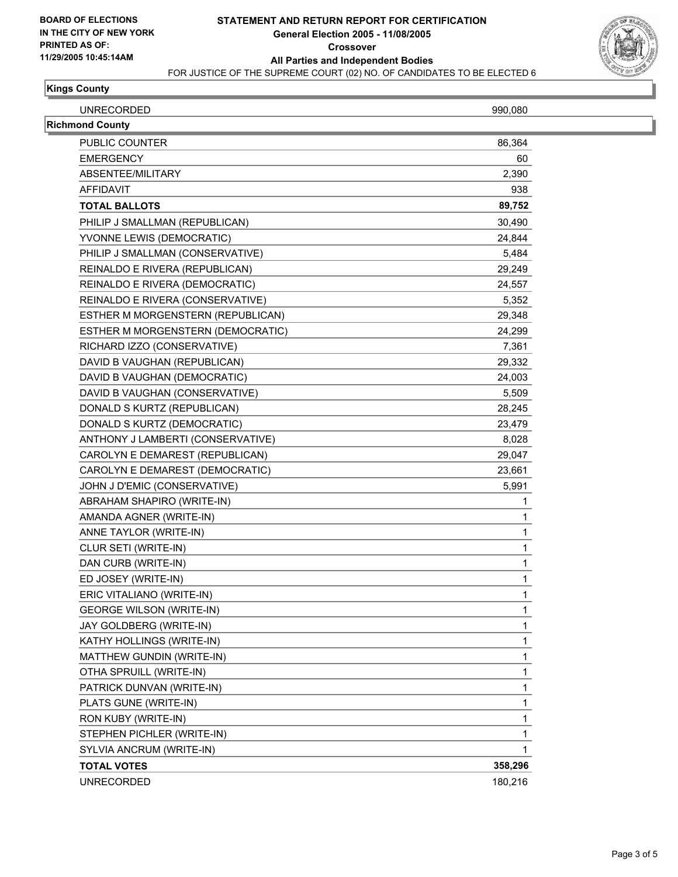**BOARD OF ELECTIONS IN THE CITY OF NEW YORK PRINTED AS OF: 11/29/2005 10:45:14AM**

# STATEMENT AND RETURN REPORT FOR CERTIFICATION
## General Election 2005 - 11/08/2005
## Crossover
## All Parties and Independent Bodies
FOR JUSTICE OF THE SUPREME COURT (02) NO. OF CANDIDATES TO BE ELECTED 6

### Kings County

| | |
|---|---|
| UNRECORDED | 990,080 |

### Richmond County

| | |
|---|---|
| PUBLIC COUNTER | 86,364 |
| EMERGENCY | 60 |
| ABSENTEE/MILITARY | 2,390 |
| AFFIDAVIT | 938 |
| **TOTAL BALLOTS** | **89,752** |
| PHILIP J SMALLMAN (REPUBLICAN) | 30,490 |
| YVONNE LEWIS (DEMOCRATIC) | 24,844 |
| PHILIP J SMALLMAN (CONSERVATIVE) | 5,484 |
| REINALDO E RIVERA (REPUBLICAN) | 29,249 |
| REINALDO E RIVERA (DEMOCRATIC) | 24,557 |
| REINALDO E RIVERA (CONSERVATIVE) | 5,352 |
| ESTHER M MORGENSTERN (REPUBLICAN) | 29,348 |
| ESTHER M MORGENSTERN (DEMOCRATIC) | 24,299 |
| RICHARD IZZO (CONSERVATIVE) | 7,361 |
| DAVID B VAUGHAN (REPUBLICAN) | 29,332 |
| DAVID B VAUGHAN (DEMOCRATIC) | 24,003 |
| DAVID B VAUGHAN (CONSERVATIVE) | 5,509 |
| DONALD S KURTZ (REPUBLICAN) | 28,245 |
| DONALD S KURTZ (DEMOCRATIC) | 23,479 |
| ANTHONY J LAMBERTI (CONSERVATIVE) | 8,028 |
| CAROLYN E DEMAREST (REPUBLICAN) | 29,047 |
| CAROLYN E DEMAREST (DEMOCRATIC) | 23,661 |
| JOHN J D'EMIC (CONSERVATIVE) | 5,991 |
| ABRAHAM SHAPIRO (WRITE-IN) | 1 |
| AMANDA AGNER (WRITE-IN) | 1 |
| ANNE TAYLOR (WRITE-IN) | 1 |
| CLUR SETI (WRITE-IN) | 1 |
| DAN CURB (WRITE-IN) | 1 |
| ED JOSEY (WRITE-IN) | 1 |
| ERIC VITALIANO (WRITE-IN) | 1 |
| GEORGE WILSON (WRITE-IN) | 1 |
| JAY GOLDBERG (WRITE-IN) | 1 |
| KATHY HOLLINGS (WRITE-IN) | 1 |
| MATTHEW GUNDIN (WRITE-IN) | 1 |
| OTHA SPRUILL (WRITE-IN) | 1 |
| PATRICK DUNVAN (WRITE-IN) | 1 |
| PLATS GUNE (WRITE-IN) | 1 |
| RON KUBY (WRITE-IN) | 1 |
| STEPHEN PICHLER (WRITE-IN) | 1 |
| SYLVIA ANCRUM (WRITE-IN) | 1 |
| **TOTAL VOTES** | **358,296** |
| UNRECORDED | 180,216 |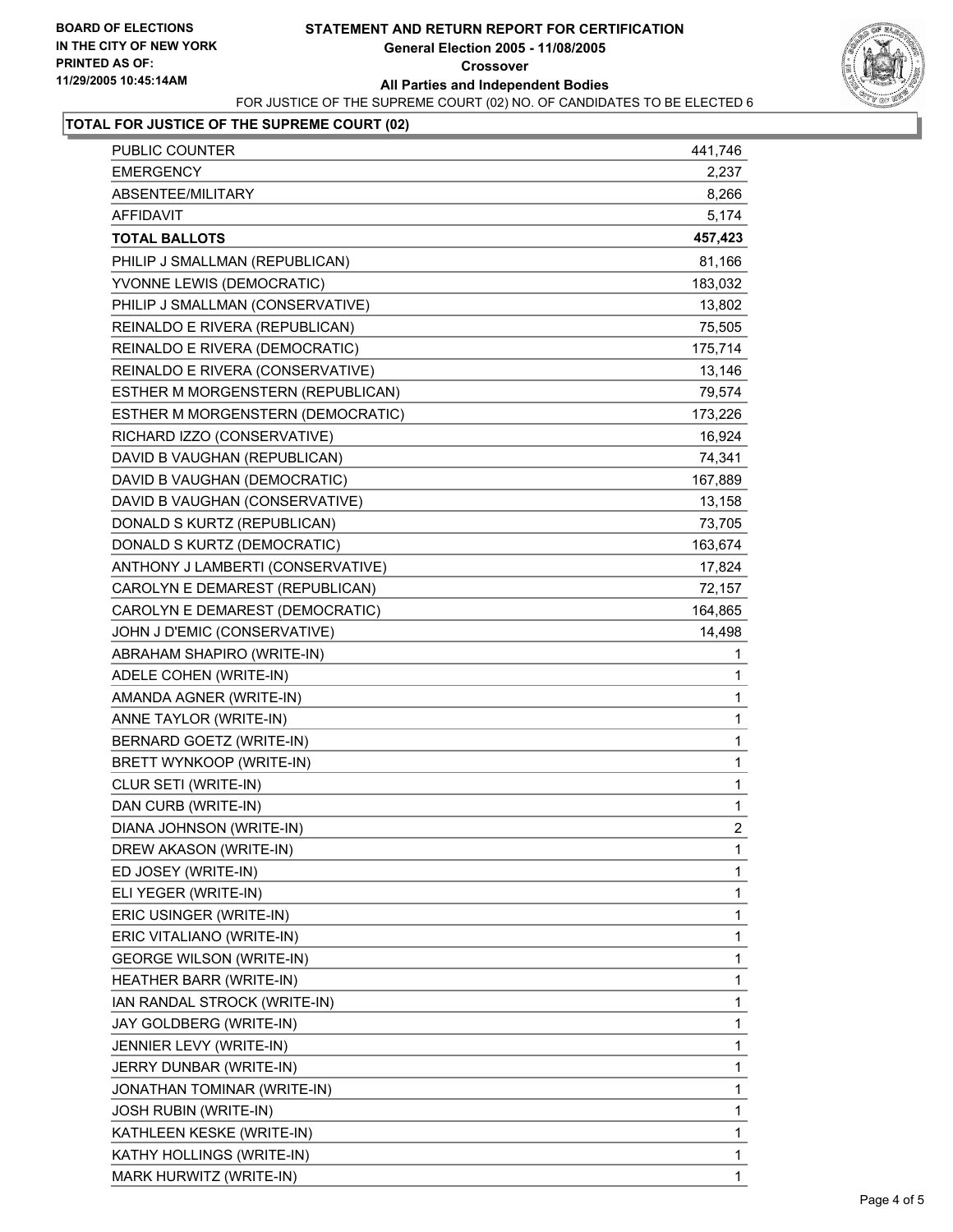BOARD OF ELECTIONS
IN THE CITY OF NEW YORK
PRINTED AS OF:
11/29/2005 10:45:14AM

# STATEMENT AND RETURN REPORT FOR CERTIFICATION
## General Election 2005 - 11/08/2005
## Crossover
## All Parties and Independent Bodies

FOR JUSTICE OF THE SUPREME COURT (02) NO. OF CANDIDATES TO BE ELECTED 6

### TOTAL FOR JUSTICE OF THE SUPREME COURT (02)

| | |
|---|---|
| PUBLIC COUNTER | 441,746 |
| EMERGENCY | 2,237 |
| ABSENTEE/MILITARY | 8,266 |
| AFFIDAVIT | 5,174 |
| **TOTAL BALLOTS** | **457,423** |
| PHILIP J SMALLMAN (REPUBLICAN) | 81,166 |
| YVONNE LEWIS (DEMOCRATIC) | 183,032 |
| PHILIP J SMALLMAN (CONSERVATIVE) | 13,802 |
| REINALDO E RIVERA (REPUBLICAN) | 75,505 |
| REINALDO E RIVERA (DEMOCRATIC) | 175,714 |
| REINALDO E RIVERA (CONSERVATIVE) | 13,146 |
| ESTHER M MORGENSTERN (REPUBLICAN) | 79,574 |
| ESTHER M MORGENSTERN (DEMOCRATIC) | 173,226 |
| RICHARD IZZO (CONSERVATIVE) | 16,924 |
| DAVID B VAUGHAN (REPUBLICAN) | 74,341 |
| DAVID B VAUGHAN (DEMOCRATIC) | 167,889 |
| DAVID B VAUGHAN (CONSERVATIVE) | 13,158 |
| DONALD S KURTZ (REPUBLICAN) | 73,705 |
| DONALD S KURTZ (DEMOCRATIC) | 163,674 |
| ANTHONY J LAMBERTI (CONSERVATIVE) | 17,824 |
| CAROLYN E DEMAREST (REPUBLICAN) | 72,157 |
| CAROLYN E DEMAREST (DEMOCRATIC) | 164,865 |
| JOHN J D'EMIC (CONSERVATIVE) | 14,498 |
| ABRAHAM SHAPIRO (WRITE-IN) | 1 |
| ADELE COHEN (WRITE-IN) | 1 |
| AMANDA AGNER (WRITE-IN) | 1 |
| ANNE TAYLOR (WRITE-IN) | 1 |
| BERNARD GOETZ (WRITE-IN) | 1 |
| BRETT WYNKOOP (WRITE-IN) | 1 |
| CLUR SETI (WRITE-IN) | 1 |
| DAN CURB (WRITE-IN) | 1 |
| DIANA JOHNSON (WRITE-IN) | 2 |
| DREW AKASON (WRITE-IN) | 1 |
| ED JOSEY (WRITE-IN) | 1 |
| ELI YEGER (WRITE-IN) | 1 |
| ERIC USINGER (WRITE-IN) | 1 |
| ERIC VITALIANO (WRITE-IN) | 1 |
| GEORGE WILSON (WRITE-IN) | 1 |
| HEATHER BARR (WRITE-IN) | 1 |
| IAN RANDAL STROCK (WRITE-IN) | 1 |
| JAY GOLDBERG (WRITE-IN) | 1 |
| JENNIER LEVY (WRITE-IN) | 1 |
| JERRY DUNBAR (WRITE-IN) | 1 |
| JONATHAN TOMINAR (WRITE-IN) | 1 |
| JOSH RUBIN (WRITE-IN) | 1 |
| KATHLEEN KESKE (WRITE-IN) | 1 |
| KATHY HOLLINGS (WRITE-IN) | 1 |
| MARK HURWITZ (WRITE-IN) | 1 |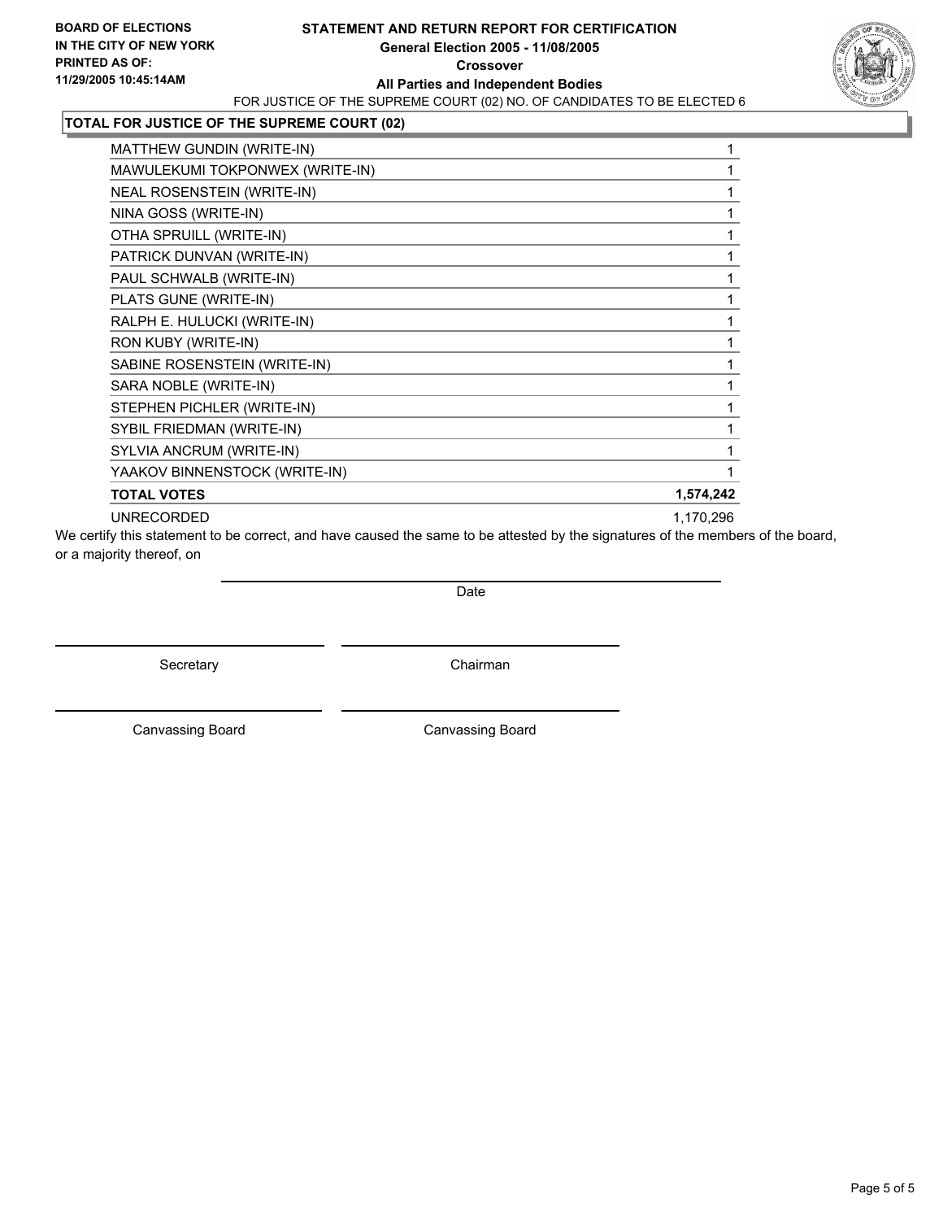**BOARD OF ELECTIONS**
**IN THE CITY OF NEW YORK**
**PRINTED AS OF:**
**11/29/2005 10:45:14AM**

**STATEMENT AND RETURN REPORT FOR CERTIFICATION**
**General Election 2005 - 11/08/2005**
**Crossover**
**All Parties and Independent Bodies**

FOR JUSTICE OF THE SUPREME COURT (02) NO. OF CANDIDATES TO BE ELECTED 6

**TOTAL FOR JUSTICE OF THE SUPREME COURT (02)**

| | |
|---|---|
| MATTHEW GUNDIN (WRITE-IN) | 1 |
| MAWULEKUMI TOKPONWEX (WRITE-IN) | 1 |
| NEAL ROSENSTEIN (WRITE-IN) | 1 |
| NINA GOSS (WRITE-IN) | 1 |
| OTHA SPRUILL (WRITE-IN) | 1 |
| PATRICK DUNVAN (WRITE-IN) | 1 |
| PAUL SCHWALB (WRITE-IN) | 1 |
| PLATS GUNE (WRITE-IN) | 1 |
| RALPH E. HULUCKI (WRITE-IN) | 1 |
| RON KUBY (WRITE-IN) | 1 |
| SABINE ROSENSTEIN (WRITE-IN) | 1 |
| SARA NOBLE (WRITE-IN) | 1 |
| STEPHEN PICHLER (WRITE-IN) | 1 |
| SYBIL FRIEDMAN (WRITE-IN) | 1 |
| SYLVIA ANCRUM (WRITE-IN) | 1 |
| YAAKOV BINNENSTOCK (WRITE-IN) | 1 |
| **TOTAL VOTES** | **1,574,242** |
| UNRECORDED | 1,170,296 |

We certify this statement to be correct, and have caused the same to be attested by the signatures of the members of the board, or a majority thereof, on

Date

Secretary

Chairman

Canvassing Board

Canvassing Board